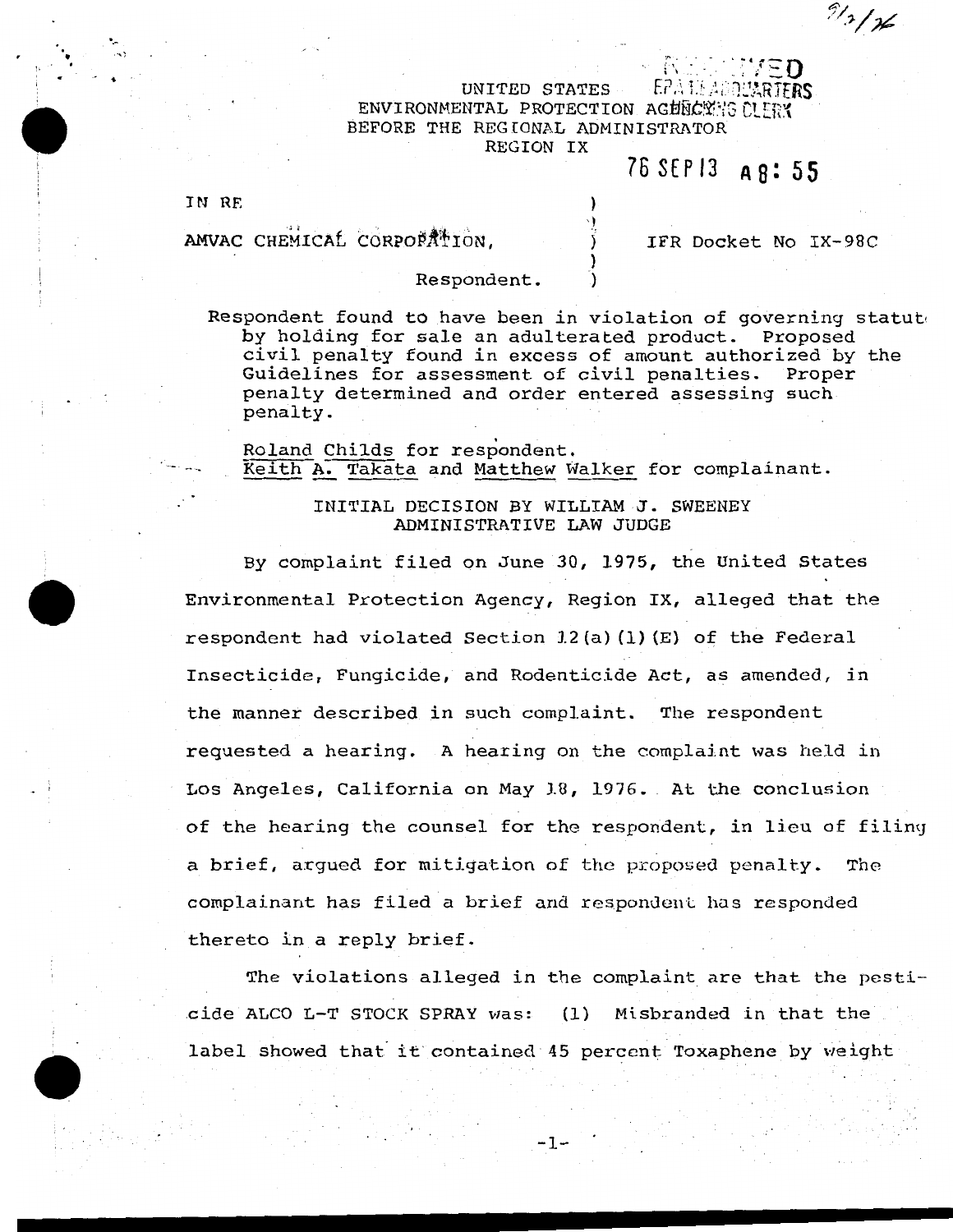9/3/76

RECEIVED
EPA HEADQUARTERS
HEARING CLERK

76 SEP 13 A 8:55

UNITED STATES
ENVIRONMENTAL PROTECTION AGENCY
BEFORE THE REGIONAL ADMINISTRATOR
REGION IX

IN RE

AMVAC CHEMICAL CORPORATION,

Respondent.

IFR Docket No IX-98C

Respondent found to have been in violation of governing statute by holding for sale an adulterated product. Proposed civil penalty found in excess of amount authorized by the Guidelines for assessment of civil penalties. Proper penalty determined and order entered assessing such penalty.

Roland Childs for respondent.
Keith A. Takata and Matthew Walker for complainant.

## INITIAL DECISION BY WILLIAM J. SWEENEY ADMINISTRATIVE LAW JUDGE

By complaint filed on June 30, 1975, the United States Environmental Protection Agency, Region IX, alleged that the respondent had violated Section 12(a)(1)(E) of the Federal Insecticide, Fungicide, and Rodenticide Act, as amended, in the manner described in such complaint. The respondent requested a hearing. A hearing on the complaint was held in Los Angeles, California on May 18, 1976. At the conclusion of the hearing the counsel for the respondent, in lieu of filing a brief, argued for mitigation of the proposed penalty. The complainant has filed a brief and respondent has responded thereto in a reply brief.

The violations alleged in the complaint are that the pesticide ALCO L-T STOCK SPRAY was: (1) Misbranded in that the label showed that it contained 45 percent Toxaphene by weight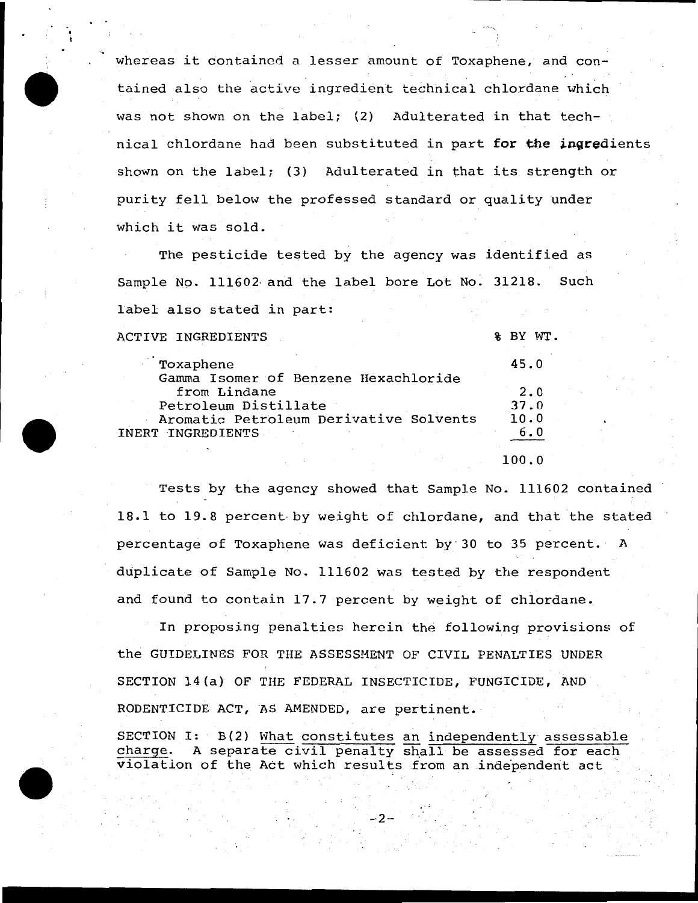whereas it contained a lesser amount of Toxaphene, and contained also the active ingredient technical chlordane which was not shown on the label; (2) Adulterated in that technical chlordane had been substituted in part for the ingredients shown on the label; (3) Adulterated in that its strength or purity fell below the professed standard or quality under which it was sold.

The pesticide tested by the agency was identified as Sample No. 111602 and the label bore Lot No. 31218. Such label also stated in part:

| ACTIVE INGREDIENTS | % BY WT. |
|---|---|
| Toxaphene | 45.0 |
| Gamma Isomer of Benzene Hexachloride from Lindane | 2.0 |
| Petroleum Distillate | 37.0 |
| Aromatic Petroleum Derivative Solvents | 10.0 |
| INERT INGREDIENTS | 6.0 |
| | 100.0 |

Tests by the agency showed that Sample No. 111602 contained 18.1 to 19.8 percent by weight of chlordane, and that the stated percentage of Toxaphene was deficient by 30 to 35 percent. A duplicate of Sample No. 111602 was tested by the respondent and found to contain 17.7 percent by weight of chlordane.

In proposing penalties herein the following provisions of the GUIDELINES FOR THE ASSESSMENT OF CIVIL PENALTIES UNDER SECTION 14(a) OF THE FEDERAL INSECTICIDE, FUNGICIDE, AND RODENTICIDE ACT, AS AMENDED, are pertinent.

SECTION I: B(2) What constitutes an independently assessable charge. A separate civil penalty shall be assessed for each violation of the Act which results from an independent act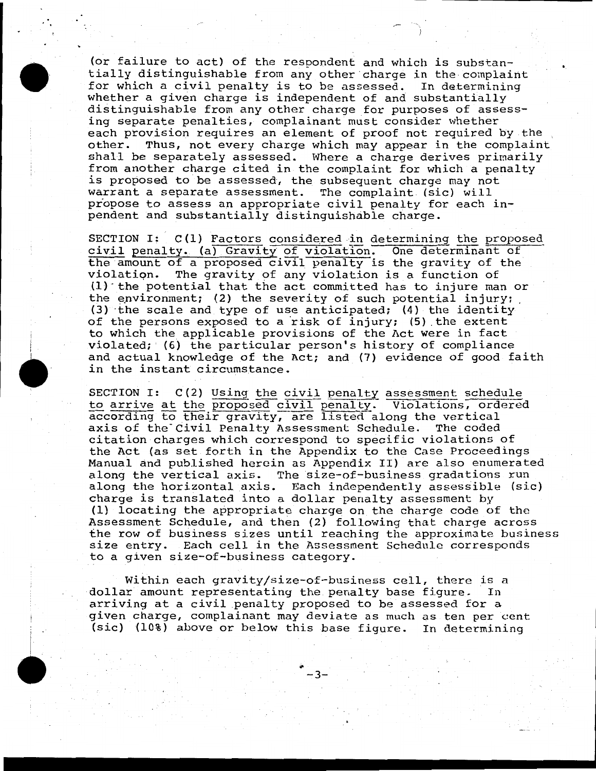(or failure to act) of the respondent and which is substantially distinguishable from any other charge in the complaint for which a civil penalty is to be assessed. In determining whether a given charge is independent of and substantially distinguishable from any other charge for purposes of assessing separate penalties, complainant must consider whether each provision requires an element of proof not required by the other. Thus, not every charge which may appear in the complaint shall be separately assessed. Where a charge derives primarily from another charge cited in the complaint for which a penalty is proposed to be assessed, the subsequent charge may not warrant a separate assessment. The complaint (sic) will propose to assess an appropriate civil penalty for each inpendent and substantially distinguishable charge.

SECTION I: C(1) Factors considered in determining the proposed civil penalty. (a) Gravity of violation. One determinant of the amount of a proposed civil penalty is the gravity of the violation. The gravity of any violation is a function of (1) the potential that the act committed has to injure man or the environment; (2) the severity of such potential injury; (3) the scale and type of use anticipated; (4) the identity of the persons exposed to a risk of injury; (5) the extent to which the applicable provisions of the Act were in fact violated; (6) the particular person's history of compliance and actual knowledge of the Act; and (7) evidence of good faith in the instant circumstance.

SECTION I: C(2) Using the civil penalty assessment schedule to arrive at the proposed civil penalty. Violations, ordered according to their gravity, are listed along the vertical axis of the Civil Penalty Assessment Schedule. The coded citation charges which correspond to specific violations of the Act (as set forth in the Appendix to the Case Proceedings Manual and published herein as Appendix II) are also enumerated along the vertical axis. The size-of-business gradations run along the horizontal axis. Each independently assessible (sic) charge is translated into a dollar penalty assessment by (1) locating the appropriate charge on the charge code of the Assessment Schedule, and then (2) following that charge across the row of business sizes until reaching the approximate business size entry. Each cell in the Assessment Schedule corresponds to a given size-of-business category.

Within each gravity/size-of-business cell, there is a dollar amount representating the penalty base figure. In arriving at a civil penalty proposed to be assessed for a given charge, complainant may deviate as much as ten per cent (sic) (10%) above or below this base figure. In determining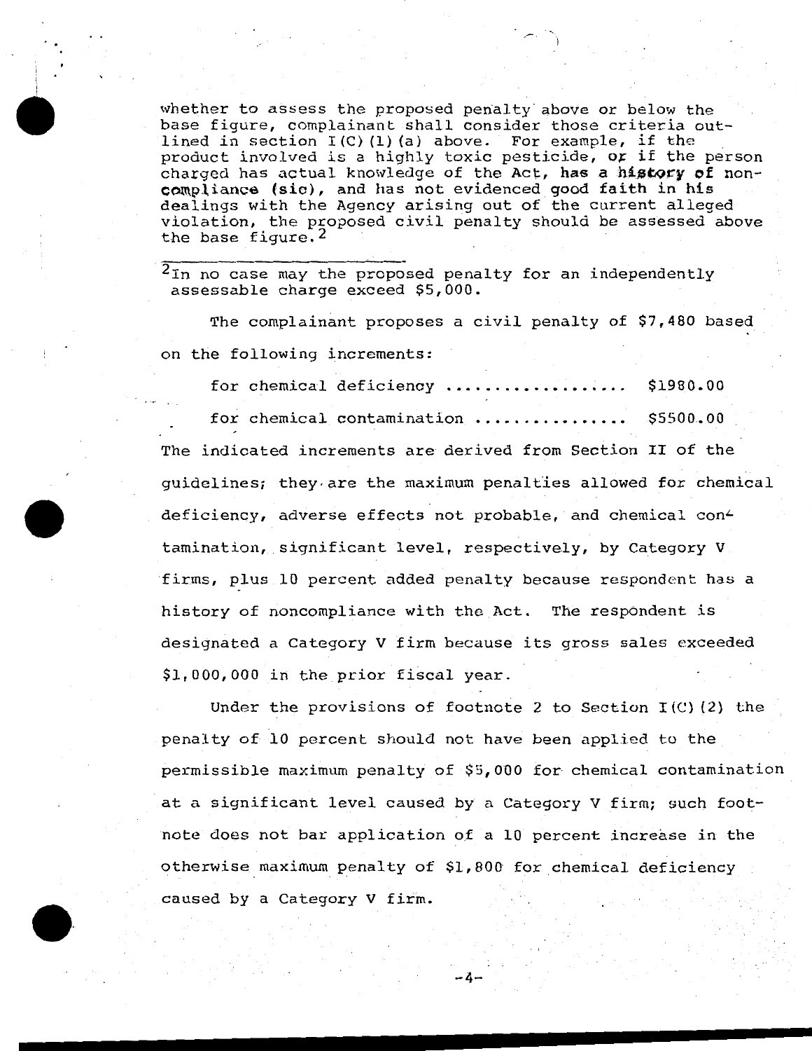whether to assess the proposed penalty above or below the base figure, complainant shall consider those criteria outlined in section I(C)(1)(a) above. For example, if the product involved is a highly toxic pesticide, or if the person charged has actual knowledge of the Act, **has a history of noncompliance (sic)**, and has not evidenced good faith in his dealings with the Agency arising out of the current alleged violation, the proposed civil penalty should be assessed above the base figure.[2]

---

[2] In no case may the proposed penalty for an independently assessable charge exceed $5,000.

The complainant proposes a civil penalty of $7,480 based on the following increments:

for chemical deficiency .................. $1980.00

for chemical contamination ............... $5500.00

The indicated increments are derived from Section II of the guidelines; they are the maximum penalties allowed for chemical deficiency, adverse effects not probable, and chemical contamination, significant level, respectively, by Category V firms, plus 10 percent added penalty because respondent has a history of noncompliance with the Act. The respondent is designated a Category V firm because its gross sales exceeded $1,000,000 in the prior fiscal year.

Under the provisions of footnote 2 to Section I(C)(2) the penalty of 10 percent should not have been applied to the permissible maximum penalty of $5,000 for chemical contamination at a significant level caused by a Category V firm; such footnote does not bar application of a 10 percent increase in the otherwise maximum penalty of $1,800 for chemical deficiency caused by a Category V firm.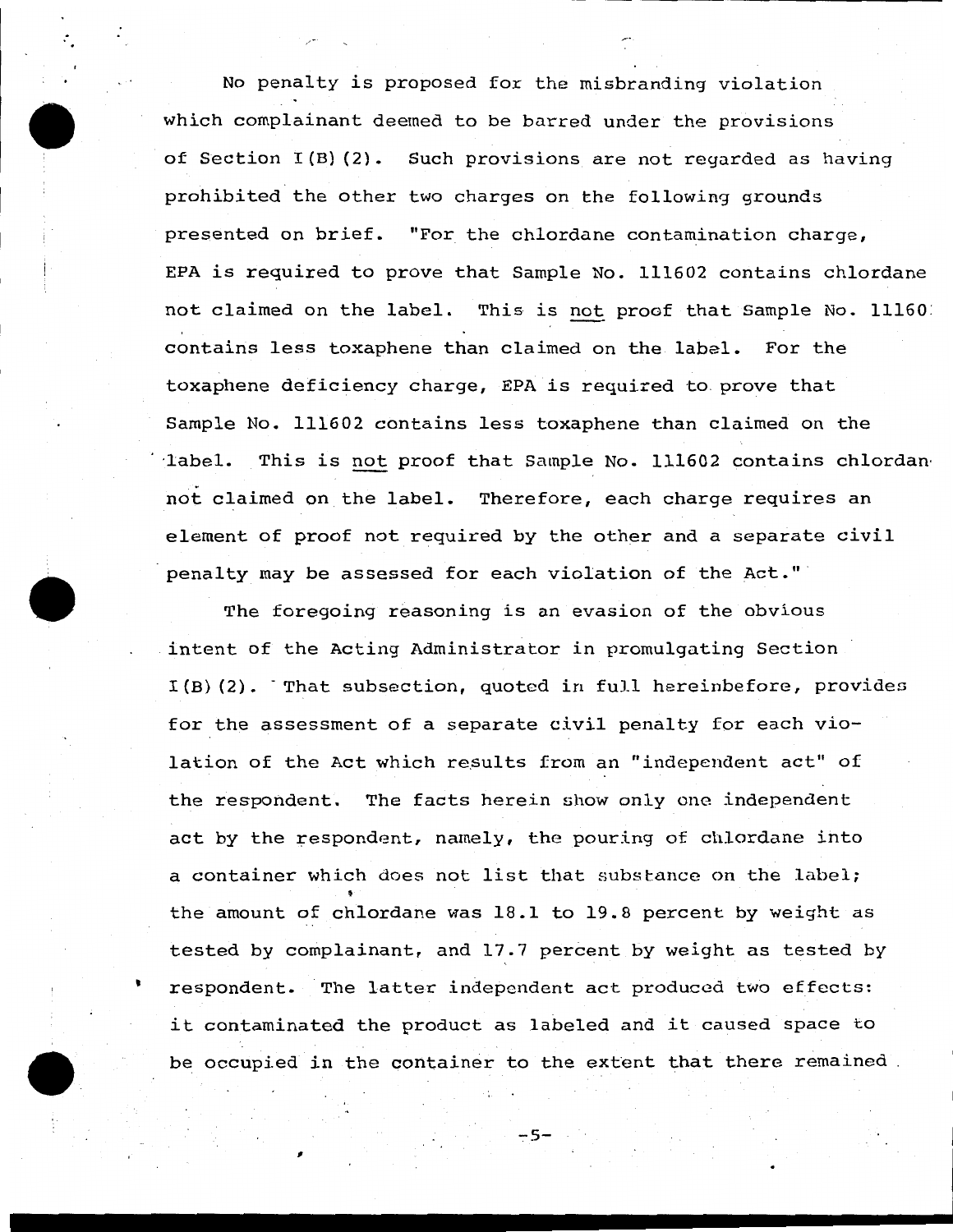No penalty is proposed for the misbranding violation which complainant deemed to be barred under the provisions of Section I(B)(2). Such provisions are not regarded as having prohibited the other two charges on the following grounds presented on brief. "For the chlordane contamination charge, EPA is required to prove that Sample No. 111602 contains chlordane not claimed on the label. This is not proof that Sample No. 11160 contains less toxaphene than claimed on the label. For the toxaphene deficiency charge, EPA is required to prove that Sample No. 111602 contains less toxaphene than claimed on the label. This is not proof that Sample No. 111602 contains chlordan not claimed on the label. Therefore, each charge requires an element of proof not required by the other and a separate civil penalty may be assessed for each violation of the Act."

The foregoing reasoning is an evasion of the obvious intent of the Acting Administrator in promulgating Section I(B)(2). That subsection, quoted in full hereinbefore, provides for the assessment of a separate civil penalty for each violation of the Act which results from an "independent act" of the respondent. The facts herein show only one independent act by the respondent, namely, the pouring of chlordane into a container which does not list that substance on the label; the amount of chlordane was 18.1 to 19.8 percent by weight as tested by complainant, and 17.7 percent by weight as tested by respondent. The latter independent act produced two effects: it contaminated the product as labeled and it caused space to be occupied in the container to the extent that there remained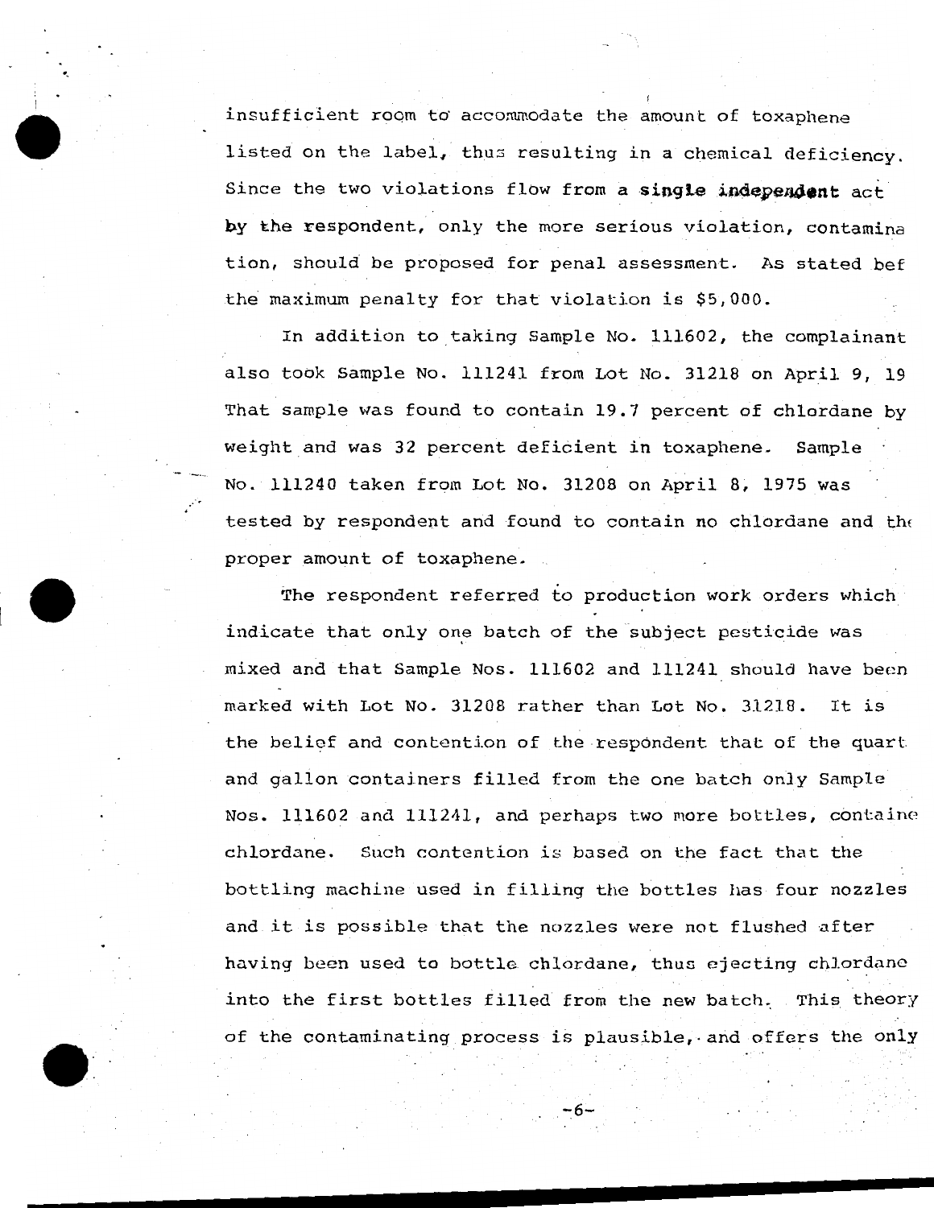insufficient room to accommodate the amount of toxaphene listed on the label, thus resulting in a chemical deficiency. Since the two violations flow from a **single independent** act by the respondent, only the more serious violation, contamina tion, should be proposed for penal assessment. As stated bef the maximum penalty for that violation is $5,000.

In addition to taking Sample No. 111602, the complainant also took Sample No. 111241 from Lot No. 31218 on April 9, 19 That sample was found to contain 19.7 percent of chlordane by weight and was 32 percent deficient in toxaphene. Sample No. 111240 taken from Lot No. 31208 on April 8, 1975 was tested by respondent and found to contain no chlordane and the proper amount of toxaphene.

The respondent referred to production work orders which indicate that only one batch of the subject pesticide was mixed and that Sample Nos. 111602 and 111241 should have been marked with Lot No. 31208 rather than Lot No. 31218. It is the belief and contention of the respondent that of the quart and gallon containers filled from the one batch only Sample Nos. 111602 and 111241, and perhaps two more bottles, containe chlordane. Such contention is based on the fact that the bottling machine used in filling the bottles has four nozzles and it is possible that the nozzles were not flushed after having been used to bottle chlordane, thus ejecting chlordane into the first bottles filled from the new batch. This theory of the contaminating process is plausible, and offers the only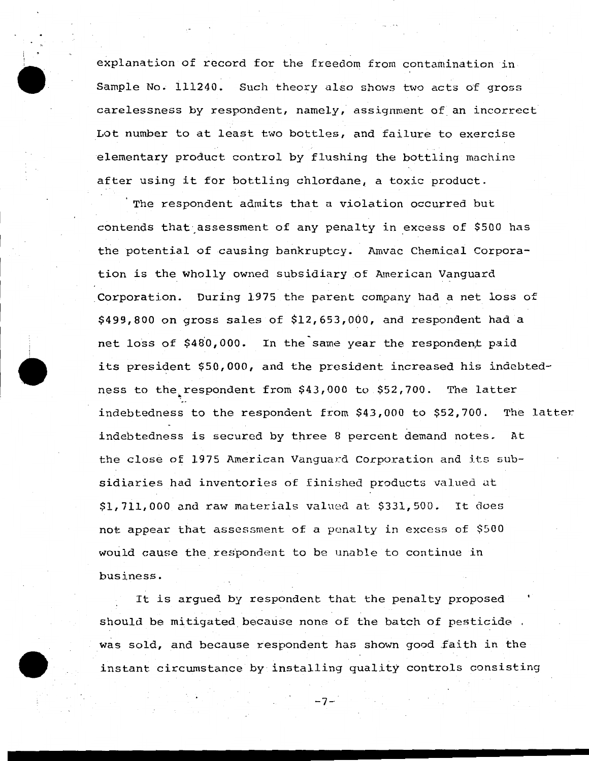explanation of record for the freedom from contamination in Sample No. 111240. Such theory also shows two acts of gross carelessness by respondent, namely, assignment of an incorrect Lot number to at least two bottles, and failure to exercise elementary product control by flushing the bottling machine after using it for bottling chlordane, a toxic product.

The respondent admits that a violation occurred but contends that assessment of any penalty in excess of $500 has the potential of causing bankruptcy. Amvac Chemical Corporation is the wholly owned subsidiary of American Vanguard Corporation. During 1975 the parent company had a net loss of $499,800 on gross sales of $12,653,000, and respondent had a net loss of $480,000. In the same year the respondent paid its president $50,000, and the president increased his indebtedness to the respondent from $43,000 to $52,700. The latter indebtedness to the respondent from $43,000 to $52,700. The latter indebtedness is secured by three 8 percent demand notes. At the close of 1975 American Vanguard Corporation and its subsidiaries had inventories of finished products valued at $1,711,000 and raw materials valued at $331,500. It does not appear that assessment of a penalty in excess of $500 would cause the respondent to be unable to continue in business.

It is argued by respondent that the penalty proposed should be mitigated because none of the batch of pesticide was sold, and because respondent has shown good faith in the instant circumstance by installing quality controls consisting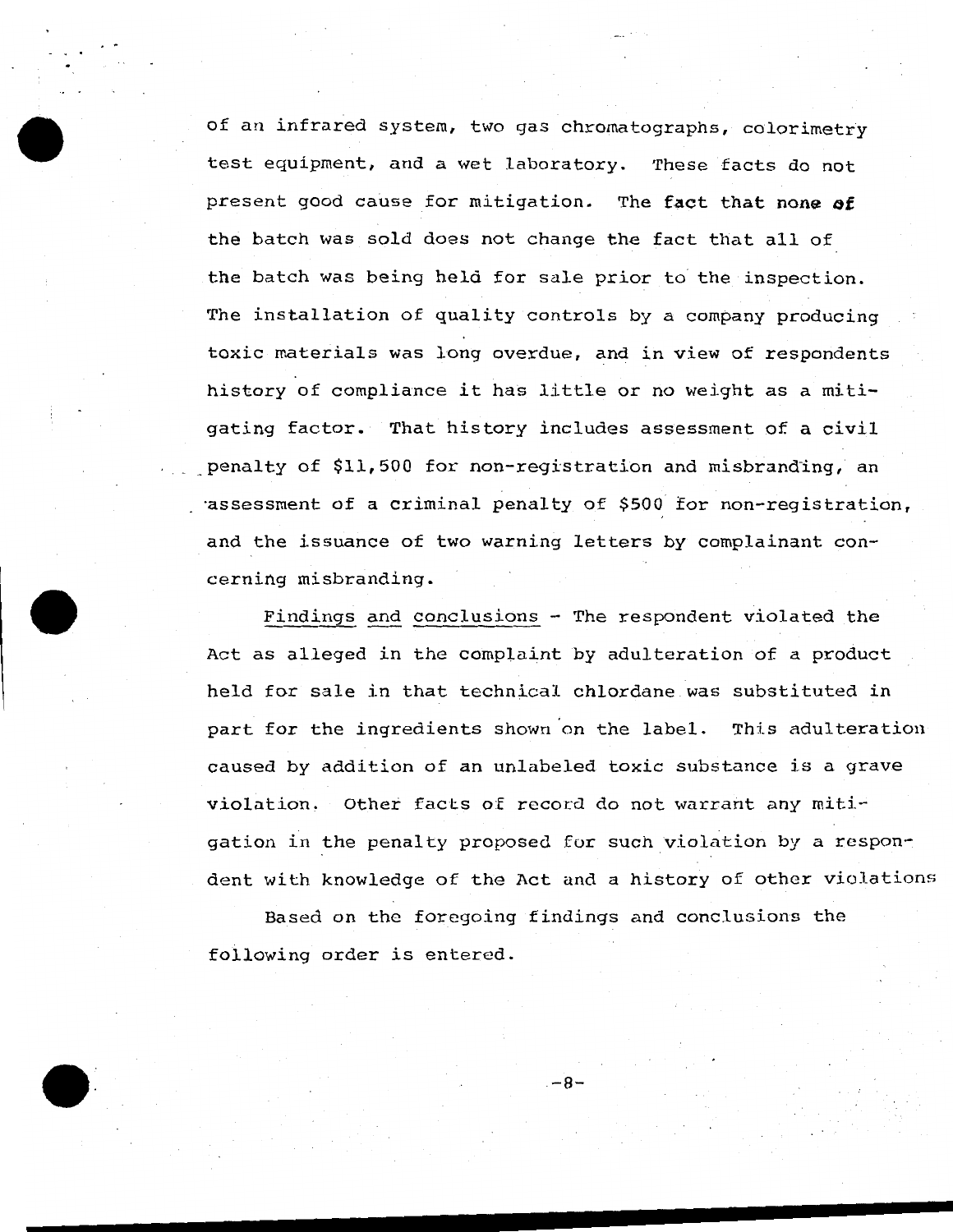of an infrared system, two gas chromatographs, colorimetry test equipment, and a wet laboratory. These facts do not present good cause for mitigation. The fact that none of the batch was sold does not change the fact that all of the batch was being held for sale prior to the inspection. The installation of quality controls by a company producing toxic materials was long overdue, and in view of respondents history of compliance it has little or no weight as a mitigating factor. That history includes assessment of a civil penalty of $11,500 for non-registration and misbranding, an assessment of a criminal penalty of $500 for non-registration, and the issuance of two warning letters by complainant concerning misbranding.

<u>Findings</u> and <u>conclusions</u> - The respondent violated the Act as alleged in the complaint by adulteration of a product held for sale in that technical chlordane was substituted in part for the ingredients shown on the label. This adulteration caused by addition of an unlabeled toxic substance is a grave violation. Other facts of record do not warrant any mitigation in the penalty proposed for such violation by a respondent with knowledge of the Act and a history of other violations

Based on the foregoing findings and conclusions the following order is entered.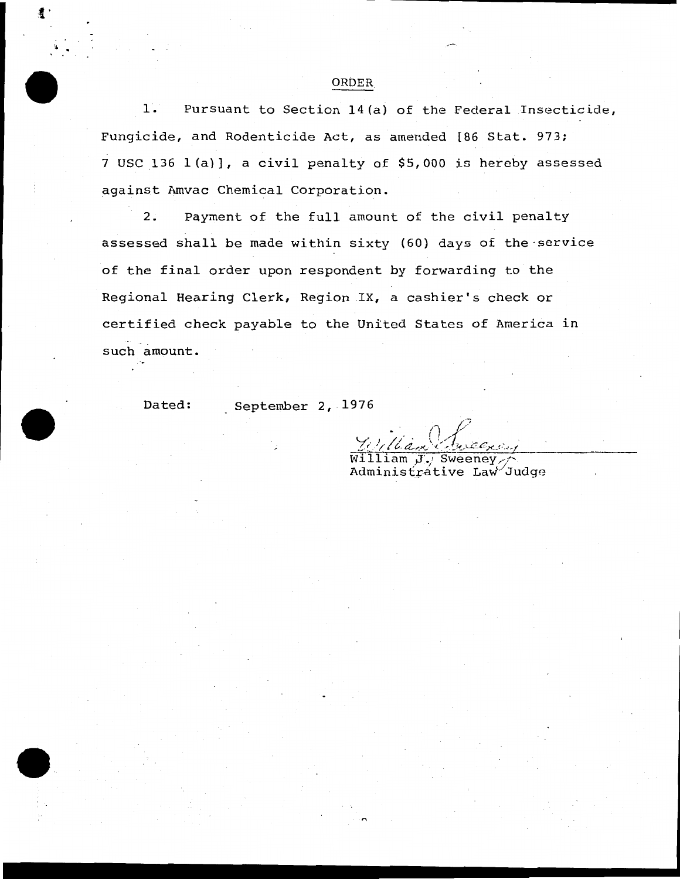# ORDER

1. Pursuant to Section 14(a) of the Federal Insecticide, Fungicide, and Rodenticide Act, as amended [86 Stat. 973; 7 USC 136 l(a)], a civil penalty of $5,000 is hereby assessed against Amvac Chemical Corporation.

2. Payment of the full amount of the civil penalty assessed shall be made within sixty (60) days of the service of the final order upon respondent by forwarding to the Regional Hearing Clerk, Region IX, a cashier's check or certified check payable to the United States of America in such amount.

Dated: September 2, 1976

William J. Sweeney
Administrative Law Judge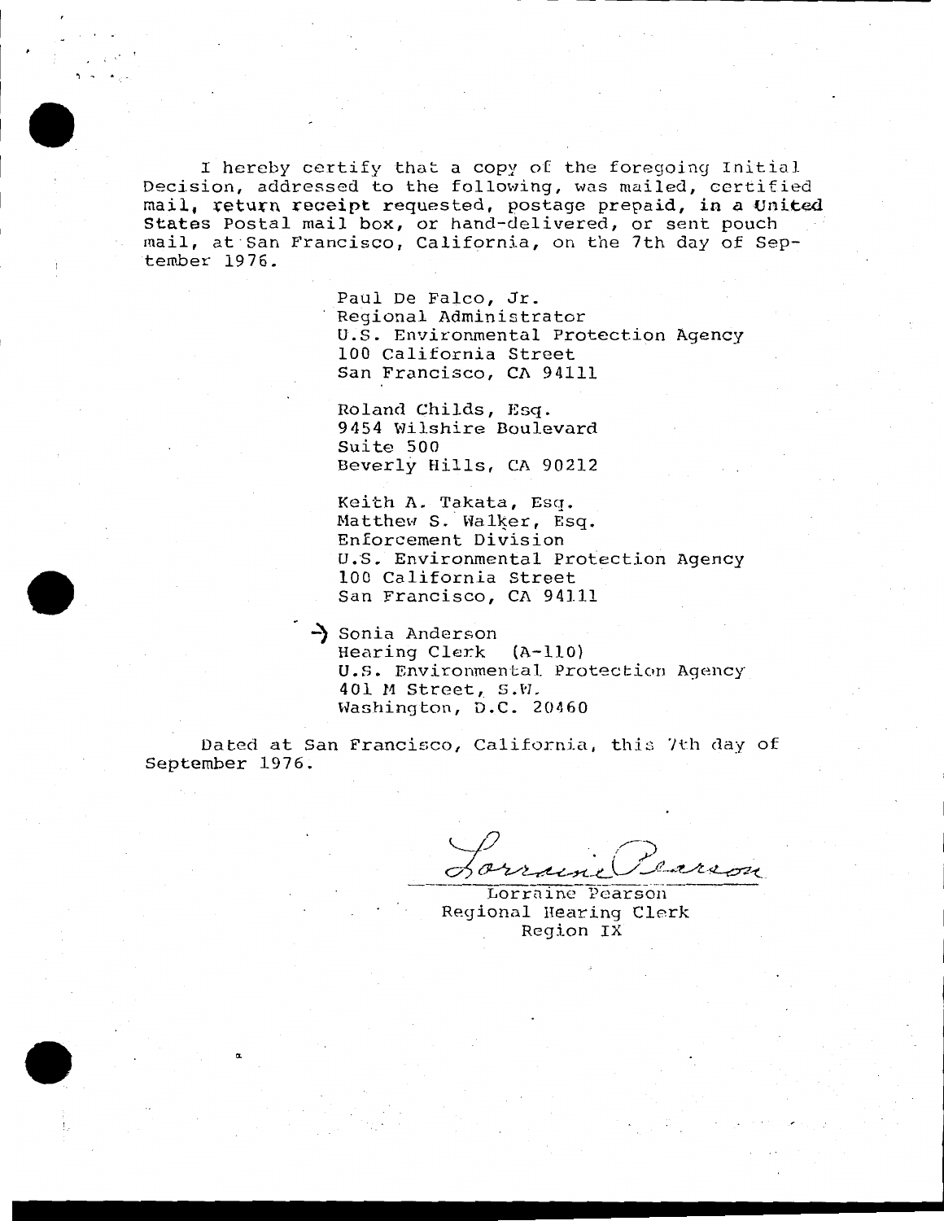I hereby certify that a copy of the foregoing Initial Decision, addressed to the following, was mailed, certified mail, return receipt requested, postage prepaid, in a United States Postal mail box, or hand-delivered, or sent pouch mail, at San Francisco, California, on the 7th day of September 1976.

Paul De Falco, Jr.
Regional Administrator
U.S. Environmental Protection Agency
100 California Street
San Francisco, CA 94111

Roland Childs, Esq.
9454 Wilshire Boulevard
Suite 500
Beverly Hills, CA 90212

Keith A. Takata, Esq.
Matthew S. Walker, Esq.
Enforcement Division
U.S. Environmental Protection Agency
100 California Street
San Francisco, CA 94111

Sonia Anderson
Hearing Clerk (A-110)
U.S. Environmental Protection Agency
401 M Street, S.W.
Washington, D.C. 20460

Dated at San Francisco, California, this 7th day of September 1976.

Lorraine Pearson
Lorraine Pearson
Regional Hearing Clerk
Region IX